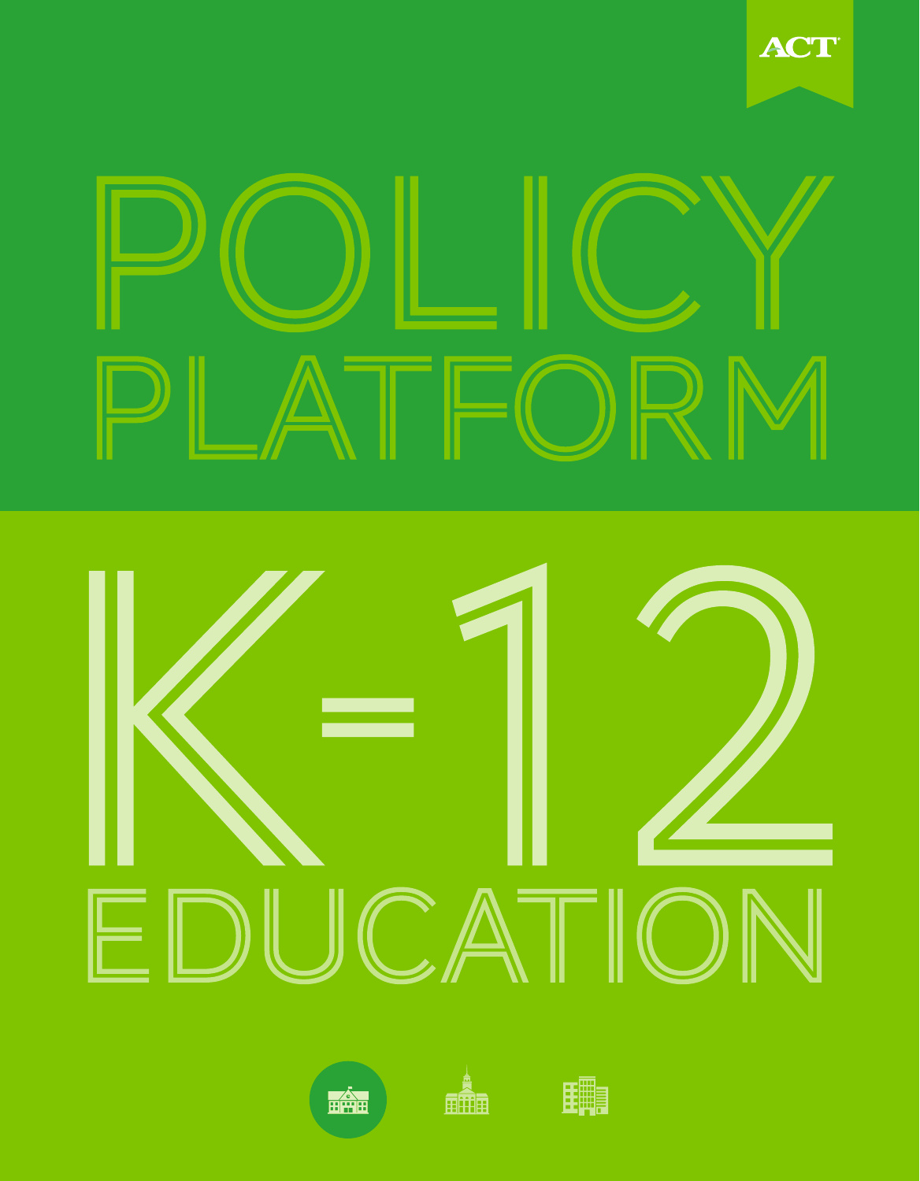ACT

# POLICY PLATFORM

# K-12 EDUCATION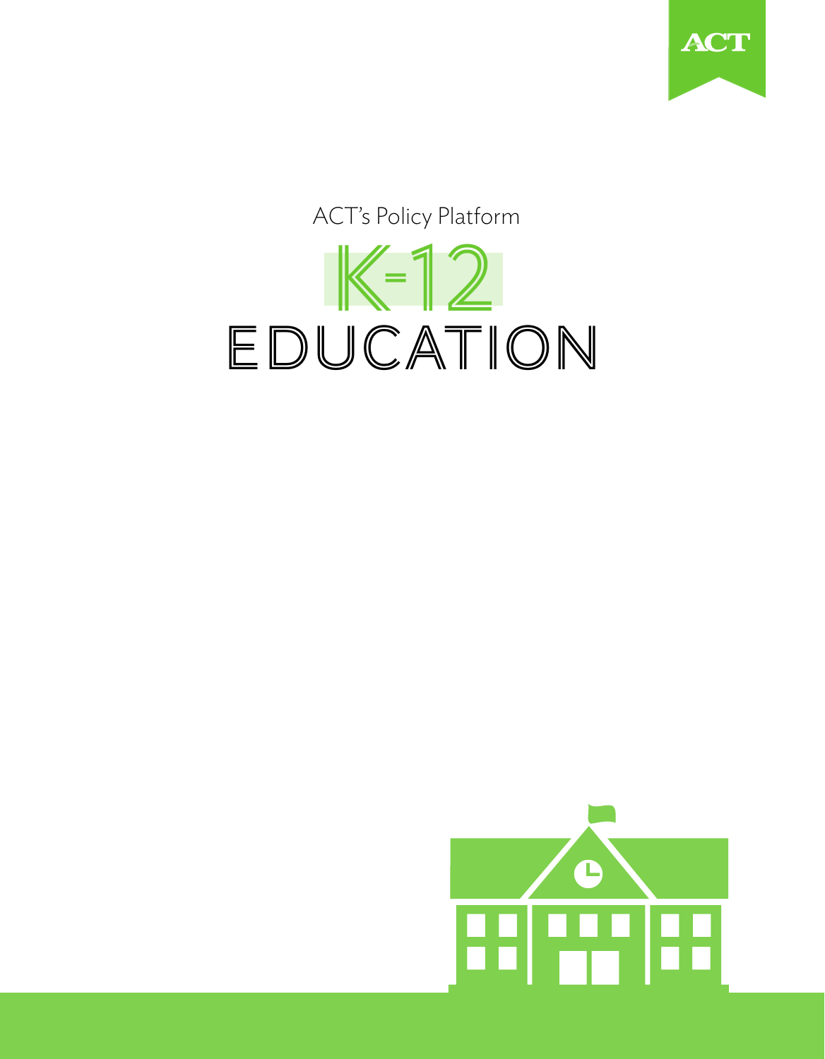ACT's Policy Platform

# K-12 EDUCATION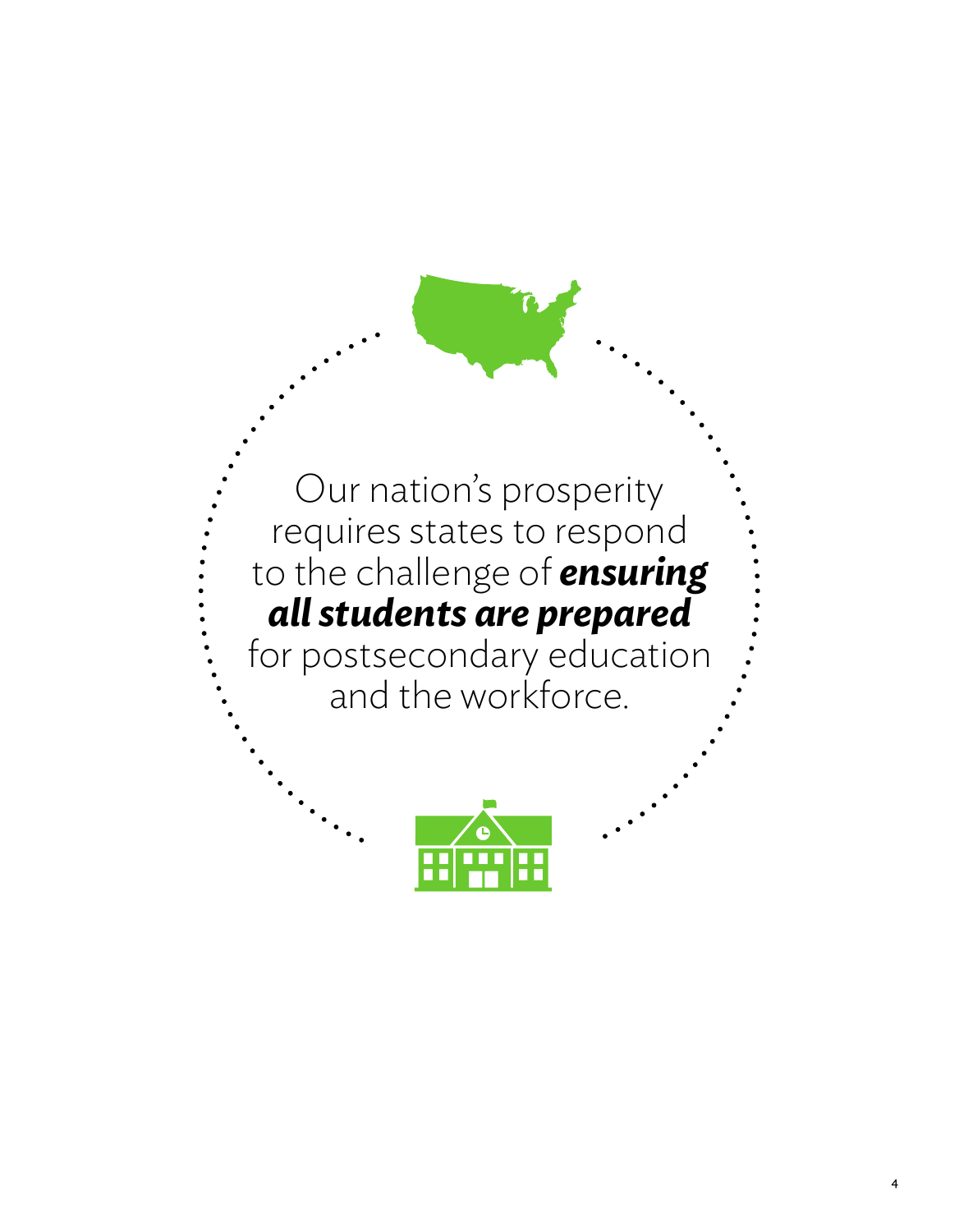Our nation's prosperity requires states to respond to the challenge of ***ensuring all students are prepared*** for postsecondary education and the workforce.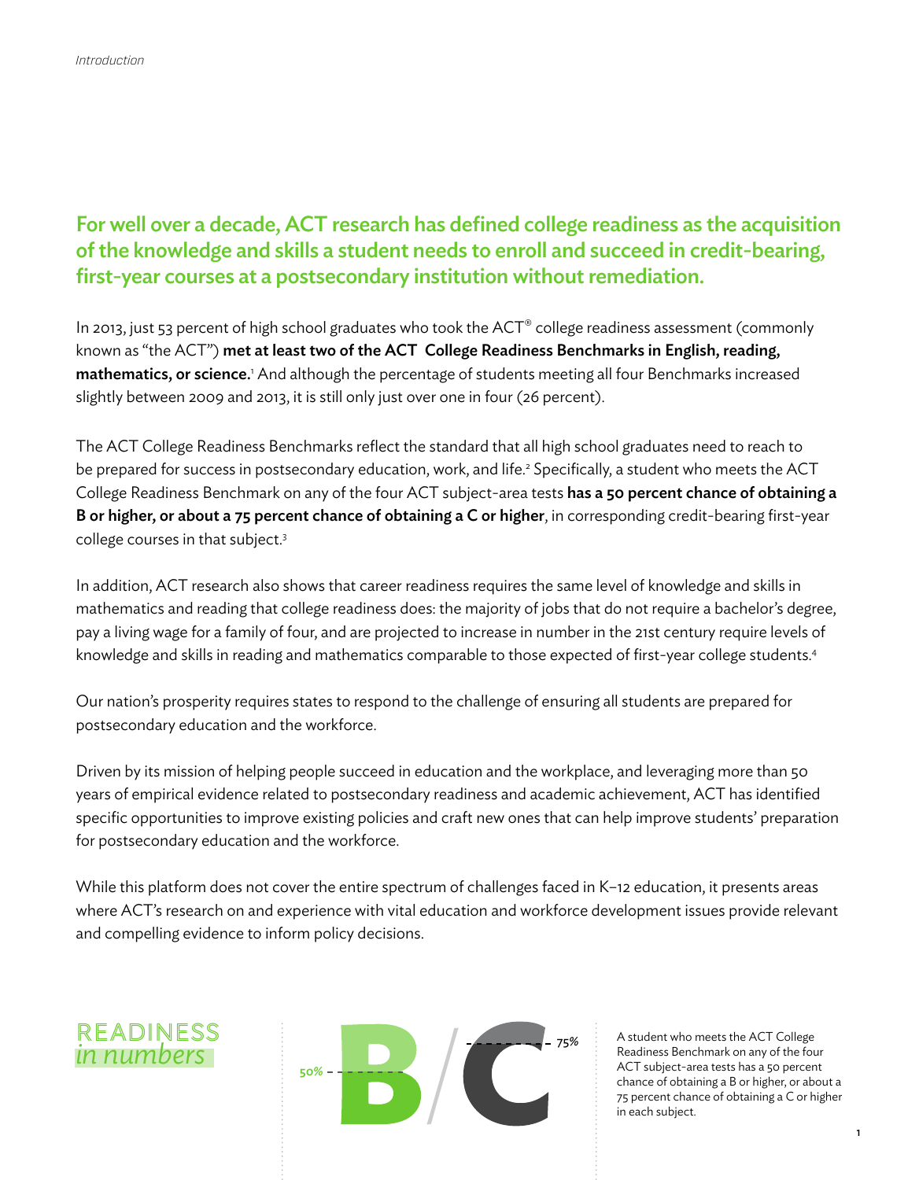## For well over a decade, ACT research has defined college readiness as the acquisition of the knowledge and skills a student needs to enroll and succeed in credit-bearing, first-year courses at a postsecondary institution without remediation.

In 2013, just 53 percent of high school graduates who took the ACT® college readiness assessment (commonly known as "the ACT") **met at least two of the ACT College Readiness Benchmarks in English, reading, mathematics, or science.**[1] And although the percentage of students meeting all four Benchmarks increased slightly between 2009 and 2013, it is still only just over one in four (26 percent).

The ACT College Readiness Benchmarks reflect the standard that all high school graduates need to reach to be prepared for success in postsecondary education, work, and life.[2] Specifically, a student who meets the ACT College Readiness Benchmark on any of the four ACT subject-area tests **has a 50 percent chance of obtaining a B or higher, or about a 75 percent chance of obtaining a C or higher**, in corresponding credit-bearing first-year college courses in that subject.[3]

In addition, ACT research also shows that career readiness requires the same level of knowledge and skills in mathematics and reading that college readiness does: the majority of jobs that do not require a bachelor's degree, pay a living wage for a family of four, and are projected to increase in number in the 21st century require levels of knowledge and skills in reading and mathematics comparable to those expected of first-year college students.[4]

Our nation's prosperity requires states to respond to the challenge of ensuring all students are prepared for postsecondary education and the workforce.

Driven by its mission of helping people succeed in education and the workplace, and leveraging more than 50 years of empirical evidence related to postsecondary readiness and academic achievement, ACT has identified specific opportunities to improve existing policies and craft new ones that can help improve students' preparation for postsecondary education and the workforce.

While this platform does not cover the entire spectrum of challenges faced in K–12 education, it presents areas where ACT's research on and experience with vital education and workforce development issues provide relevant and compelling evidence to inform policy decisions.

READINESS *in numbers*

B / C — 50% — 75%

A student who meets the ACT College Readiness Benchmark on any of the four ACT subject-area tests has a 50 percent chance of obtaining a B or higher, or about a 75 percent chance of obtaining a C or higher in each subject.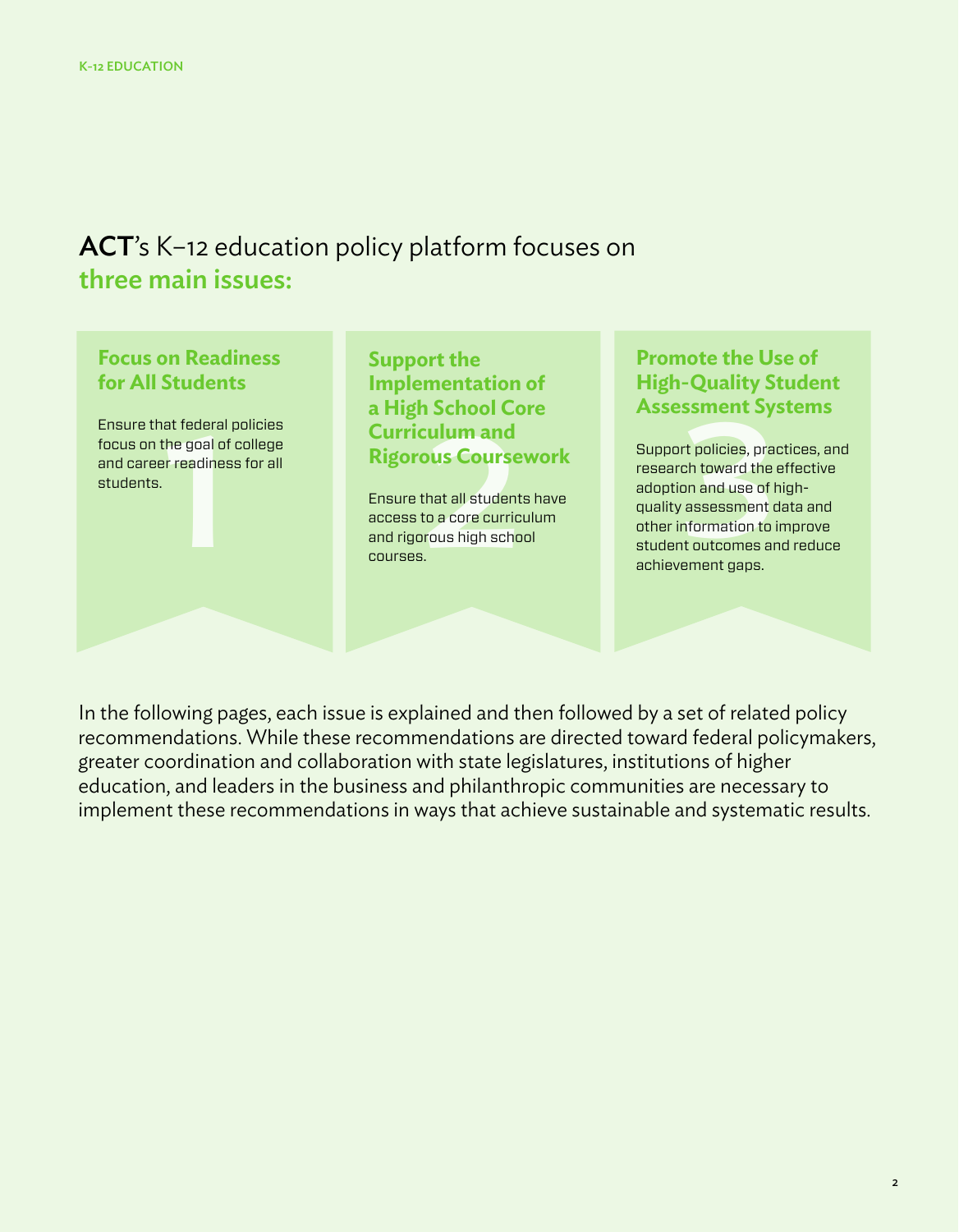## **ACT**'s K–12 education policy platform focuses on **three main issues:**

### 1. Focus on Readiness for All Students

Ensure that federal policies focus on the goal of college and career readiness for all students.

### 2. Support the Implementation of a High School Core Curriculum and Rigorous Coursework

Ensure that all students have access to a core curriculum and rigorous high school courses.

### 3. Promote the Use of High-Quality Student Assessment Systems

Support policies, practices, and research toward the effective adoption and use of high-quality assessment data and other information to improve student outcomes and reduce achievement gaps.

In the following pages, each issue is explained and then followed by a set of related policy recommendations. While these recommendations are directed toward federal policymakers, greater coordination and collaboration with state legislatures, institutions of higher education, and leaders in the business and philanthropic communities are necessary to implement these recommendations in ways that achieve sustainable and systematic results.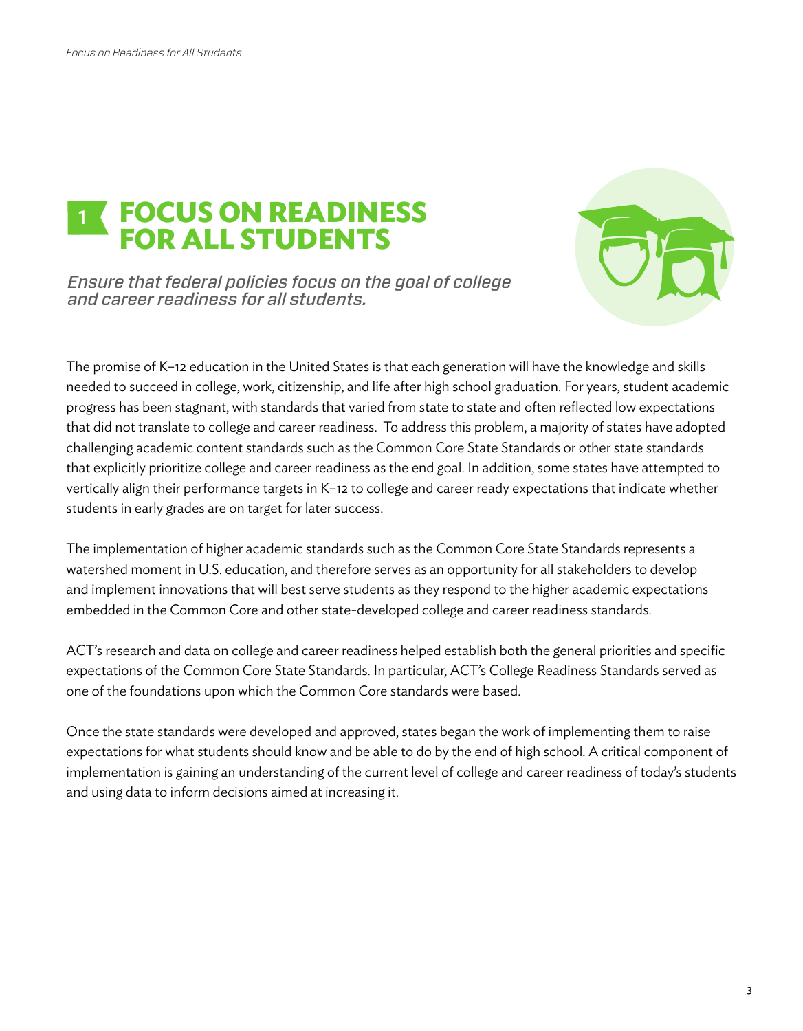# 1 FOCUS ON READINESS FOR ALL STUDENTS

*Ensure that federal policies focus on the goal of college and career readiness for all students.*

The promise of K–12 education in the United States is that each generation will have the knowledge and skills needed to succeed in college, work, citizenship, and life after high school graduation. For years, student academic progress has been stagnant, with standards that varied from state to state and often reflected low expectations that did not translate to college and career readiness. To address this problem, a majority of states have adopted challenging academic content standards such as the Common Core State Standards or other state standards that explicitly prioritize college and career readiness as the end goal. In addition, some states have attempted to vertically align their performance targets in K–12 to college and career ready expectations that indicate whether students in early grades are on target for later success.

The implementation of higher academic standards such as the Common Core State Standards represents a watershed moment in U.S. education, and therefore serves as an opportunity for all stakeholders to develop and implement innovations that will best serve students as they respond to the higher academic expectations embedded in the Common Core and other state-developed college and career readiness standards.

ACT's research and data on college and career readiness helped establish both the general priorities and specific expectations of the Common Core State Standards. In particular, ACT's College Readiness Standards served as one of the foundations upon which the Common Core standards were based.

Once the state standards were developed and approved, states began the work of implementing them to raise expectations for what students should know and be able to do by the end of high school. A critical component of implementation is gaining an understanding of the current level of college and career readiness of today's students and using data to inform decisions aimed at increasing it.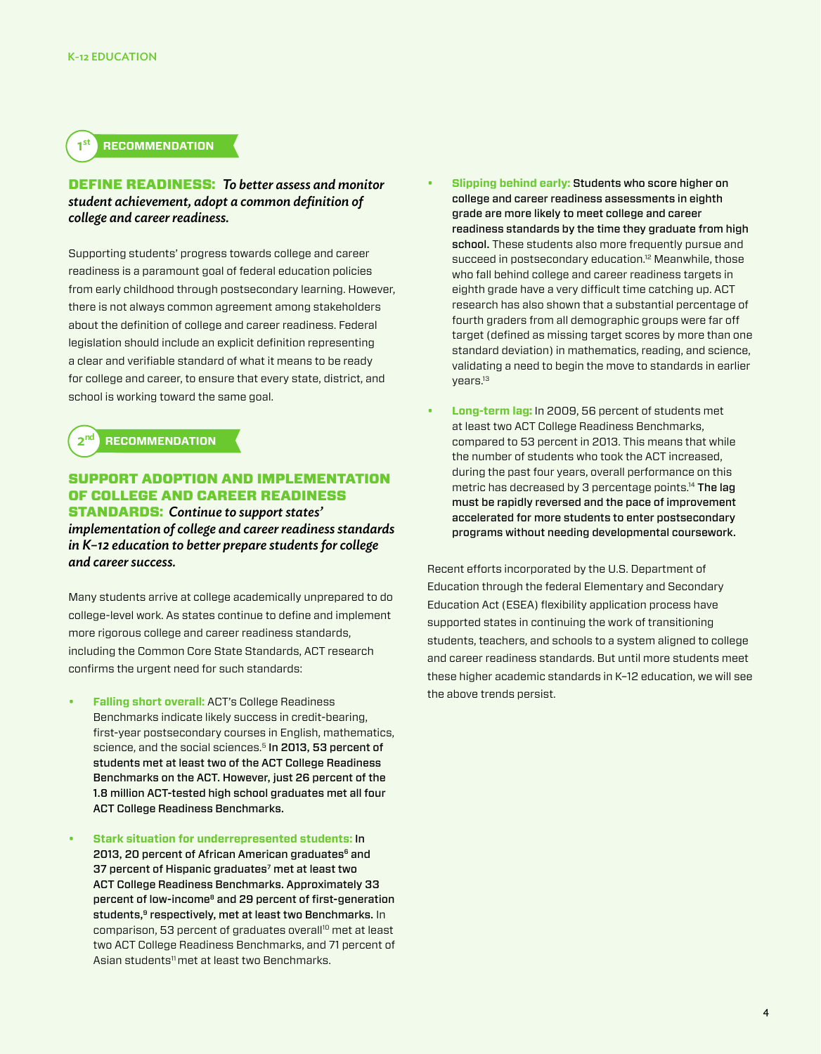1st RECOMMENDATION

## DEFINE READINESS: *To better assess and monitor student achievement, adopt a common definition of college and career readiness.*

Supporting students' progress towards college and career readiness is a paramount goal of federal education policies from early childhood through postsecondary learning. However, there is not always common agreement among stakeholders about the definition of college and career readiness. Federal legislation should include an explicit definition representing a clear and verifiable standard of what it means to be ready for college and career, to ensure that every state, district, and school is working toward the same goal.

2nd RECOMMENDATION

## SUPPORT ADOPTION AND IMPLEMENTATION OF COLLEGE AND CAREER READINESS STANDARDS: *Continue to support states' implementation of college and career readiness standards in K–12 education to better prepare students for college and career success.*

Many students arrive at college academically unprepared to do college-level work. As states continue to define and implement more rigorous college and career readiness standards, including the Common Core State Standards, ACT research confirms the urgent need for such standards:

- **Falling short overall:** ACT's College Readiness Benchmarks indicate likely success in credit-bearing, first-year postsecondary courses in English, mathematics, science, and the social sciences.[5] **In 2013, 53 percent of students met at least two of the ACT College Readiness Benchmarks on the ACT. However, just 26 percent of the 1.8 million ACT-tested high school graduates met all four ACT College Readiness Benchmarks.**

- **Stark situation for underrepresented students: In 2013, 20 percent of African American graduates[6] and 37 percent of Hispanic graduates[7] met at least two ACT College Readiness Benchmarks. Approximately 33 percent of low-income[8] and 29 percent of first-generation students,[9] respectively, met at least two Benchmarks.** In comparison, 53 percent of graduates overall[10] met at least two ACT College Readiness Benchmarks, and 71 percent of Asian students[11] met at least two Benchmarks.

- **Slipping behind early: Students who score higher on college and career readiness assessments in eighth grade are more likely to meet college and career readiness standards by the time they graduate from high school.** These students also more frequently pursue and succeed in postsecondary education.[12] Meanwhile, those who fall behind college and career readiness targets in eighth grade have a very difficult time catching up. ACT research has also shown that a substantial percentage of fourth graders from all demographic groups were far off target (defined as missing target scores by more than one standard deviation) in mathematics, reading, and science, validating a need to begin the move to standards in earlier years.[13]

- **Long-term lag:** In 2009, 56 percent of students met at least two ACT College Readiness Benchmarks, compared to 53 percent in 2013. This means that while the number of students who took the ACT increased, during the past four years, overall performance on this metric has decreased by 3 percentage points.[14] **The lag must be rapidly reversed and the pace of improvement accelerated for more students to enter postsecondary programs without needing developmental coursework.**

Recent efforts incorporated by the U.S. Department of Education through the federal Elementary and Secondary Education Act (ESEA) flexibility application process have supported states in continuing the work of transitioning students, teachers, and schools to a system aligned to college and career readiness standards. But until more students meet these higher academic standards in K–12 education, we will see the above trends persist.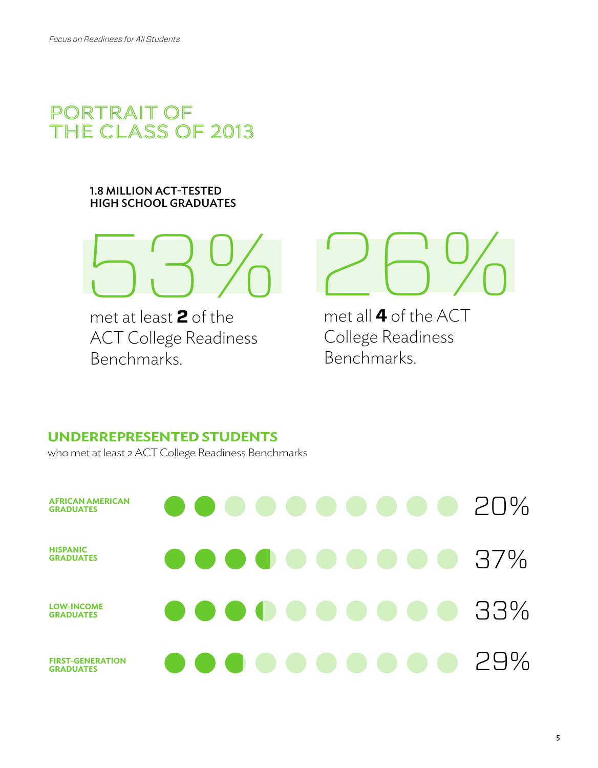# PORTRAIT OF THE CLASS OF 2013

**1.8 MILLION ACT-TESTED HIGH SCHOOL GRADUATES**

53%

met at least **2** of the ACT College Readiness Benchmarks.

26%

met all **4** of the ACT College Readiness Benchmarks.

## UNDERREPRESENTED STUDENTS

who met at least 2 ACT College Readiness Benchmarks

| Group | Percent |
| --- | --- |
| AFRICAN AMERICAN GRADUATES | 20% |
| HISPANIC GRADUATES | 37% |
| LOW-INCOME GRADUATES | 33% |
| FIRST-GENERATION GRADUATES | 29% |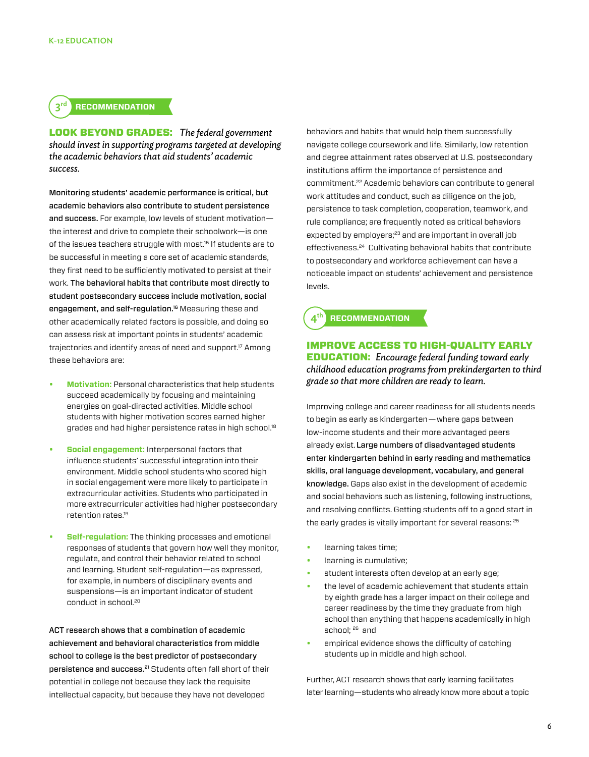## 3rd RECOMMENDATION

**LOOK BEYOND GRADES:** *The federal government should invest in supporting programs targeted at developing the academic behaviors that aid students' academic success.*

**Monitoring students' academic performance is critical, but academic behaviors also contribute to student persistence and success.** For example, low levels of student motivation—the interest and drive to complete their schoolwork—is one of the issues teachers struggle with most.[15] If students are to be successful in meeting a core set of academic standards, they first need to be sufficiently motivated to persist at their work. **The behavioral habits that contribute most directly to student postsecondary success include motivation, social engagement, and self-regulation.**[16] Measuring these and other academically related factors is possible, and doing so can assess risk at important points in students' academic trajectories and identify areas of need and support.[17] Among these behaviors are:

- **Motivation:** Personal characteristics that help students succeed academically by focusing and maintaining energies on goal-directed activities. Middle school students with higher motivation scores earned higher grades and had higher persistence rates in high school.[18]
- **Social engagement:** Interpersonal factors that influence students' successful integration into their environment. Middle school students who scored high in social engagement were more likely to participate in extracurricular activities. Students who participated in more extracurricular activities had higher postsecondary retention rates.[19]
- **Self-regulation:** The thinking processes and emotional responses of students that govern how well they monitor, regulate, and control their behavior related to school and learning. Student self-regulation—as expressed, for example, in numbers of disciplinary events and suspensions—is an important indicator of student conduct in school.[20]

**ACT research shows that a combination of academic achievement and behavioral characteristics from middle school to college is the best predictor of postsecondary persistence and success.**[21] Students often fall short of their potential in college not because they lack the requisite intellectual capacity, but because they have not developed behaviors and habits that would help them successfully navigate college coursework and life. Similarly, low retention and degree attainment rates observed at U.S. postsecondary institutions affirm the importance of persistence and commitment.[22] Academic behaviors can contribute to general work attitudes and conduct, such as diligence on the job, persistence to task completion, cooperation, teamwork, and rule compliance; are frequently noted as critical behaviors expected by employers;[23] and are important in overall job effectiveness.[24] Cultivating behavioral habits that contribute to postsecondary and workforce achievement can have a noticeable impact on students' achievement and persistence levels.

## 4th RECOMMENDATION

**IMPROVE ACCESS TO HIGH-QUALITY EARLY EDUCATION:** *Encourage federal funding toward early childhood education programs from prekindergarten to third grade so that more children are ready to learn.*

Improving college and career readiness for all students needs to begin as early as kindergarten—where gaps between low-income students and their more advantaged peers already exist. **Large numbers of disadvantaged students enter kindergarten behind in early reading and mathematics skills, oral language development, vocabulary, and general knowledge.** Gaps also exist in the development of academic and social behaviors such as listening, following instructions, and resolving conflicts. Getting students off to a good start in the early grades is vitally important for several reasons:[25]

- learning takes time;
- learning is cumulative;
- student interests often develop at an early age;
- the level of academic achievement that students attain by eighth grade has a larger impact on their college and career readiness by the time they graduate from high school than anything that happens academically in high school;[26] and
- empirical evidence shows the difficulty of catching students up in middle and high school.

Further, ACT research shows that early learning facilitates later learning—students who already know more about a topic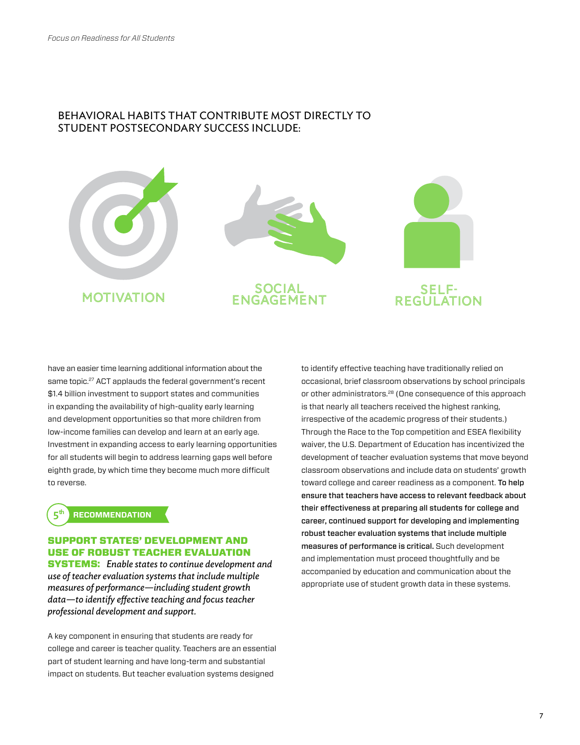## BEHAVIORAL HABITS THAT CONTRIBUTE MOST DIRECTLY TO STUDENT POSTSECONDARY SUCCESS INCLUDE:

MOTIVATION

SOCIAL ENGAGEMENT

SELF-REGULATION

have an easier time learning additional information about the same topic.[27] ACT applauds the federal government's recent $1.4 billion investment to support states and communities in expanding the availability of high-quality early learning and development opportunities so that more children from low-income families can develop and learn at an early age. Investment in expanding access to early learning opportunities for all students will begin to address learning gaps well before eighth grade, by which time they become much more difficult to reverse.

5th RECOMMENDATION

### SUPPORT STATES' DEVELOPMENT AND USE OF ROBUST TEACHER EVALUATION SYSTEMS:

*Enable states to continue development and use of teacher evaluation systems that include multiple measures of performance—including student growth data—to identify effective teaching and focus teacher professional development and support.*

A key component in ensuring that students are ready for college and career is teacher quality. Teachers are an essential part of student learning and have long-term and substantial impact on students. But teacher evaluation systems designed to identify effective teaching have traditionally relied on occasional, brief classroom observations by school principals or other administrators.[28] (One consequence of this approach is that nearly all teachers received the highest ranking, irrespective of the academic progress of their students.) Through the Race to the Top competition and ESEA flexibility waiver, the U.S. Department of Education has incentivized the development of teacher evaluation systems that move beyond classroom observations and include data on students' growth toward college and career readiness as a component. **To help ensure that teachers have access to relevant feedback about their effectiveness at preparing all students for college and career, continued support for developing and implementing robust teacher evaluation systems that include multiple measures of performance is critical.** Such development and implementation must proceed thoughtfully and be accompanied by education and communication about the appropriate use of student growth data in these systems.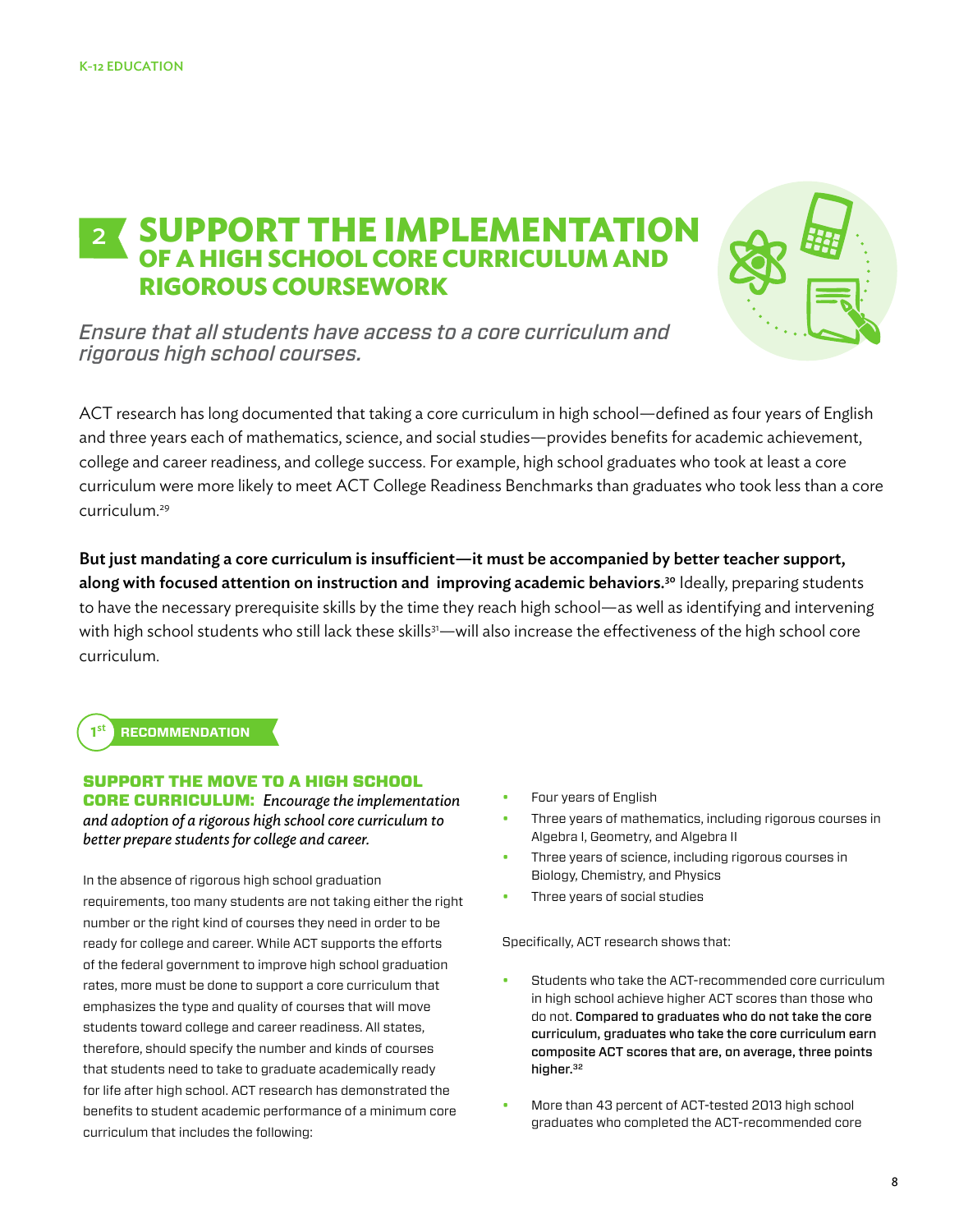## 2 SUPPORT THE IMPLEMENTATION OF A HIGH SCHOOL CORE CURRICULUM AND RIGOROUS COURSEWORK

*Ensure that all students have access to a core curriculum and rigorous high school courses.*

ACT research has long documented that taking a core curriculum in high school—defined as four years of English and three years each of mathematics, science, and social studies—provides benefits for academic achievement, college and career readiness, and college success. For example, high school graduates who took at least a core curriculum were more likely to meet ACT College Readiness Benchmarks than graduates who took less than a core curriculum.[29]

**But just mandating a core curriculum is insufficient—it must be accompanied by better teacher support, along with focused attention on instruction and improving academic behaviors.[30]** Ideally, preparing students to have the necessary prerequisite skills by the time they reach high school—as well as identifying and intervening with high school students who still lack these skills[31]—will also increase the effectiveness of the high school core curriculum.

### 1st RECOMMENDATION

**SUPPORT THE MOVE TO A HIGH SCHOOL CORE CURRICULUM:** *Encourage the implementation and adoption of a rigorous high school core curriculum to better prepare students for college and career.*

In the absence of rigorous high school graduation requirements, too many students are not taking either the right number or the right kind of courses they need in order to be ready for college and career. While ACT supports the efforts of the federal government to improve high school graduation rates, more must be done to support a core curriculum that emphasizes the type and quality of courses that will move students toward college and career readiness. All states, therefore, should specify the number and kinds of courses that students need to take to graduate academically ready for life after high school. ACT research has demonstrated the benefits to student academic performance of a minimum core curriculum that includes the following:

- Four years of English
- Three years of mathematics, including rigorous courses in Algebra I, Geometry, and Algebra II
- Three years of science, including rigorous courses in Biology, Chemistry, and Physics
- Three years of social studies

Specifically, ACT research shows that:

- Students who take the ACT-recommended core curriculum in high school achieve higher ACT scores than those who do not. **Compared to graduates who do not take the core curriculum, graduates who take the core curriculum earn composite ACT scores that are, on average, three points higher.[32]**
- More than 43 percent of ACT-tested 2013 high school graduates who completed the ACT-recommended core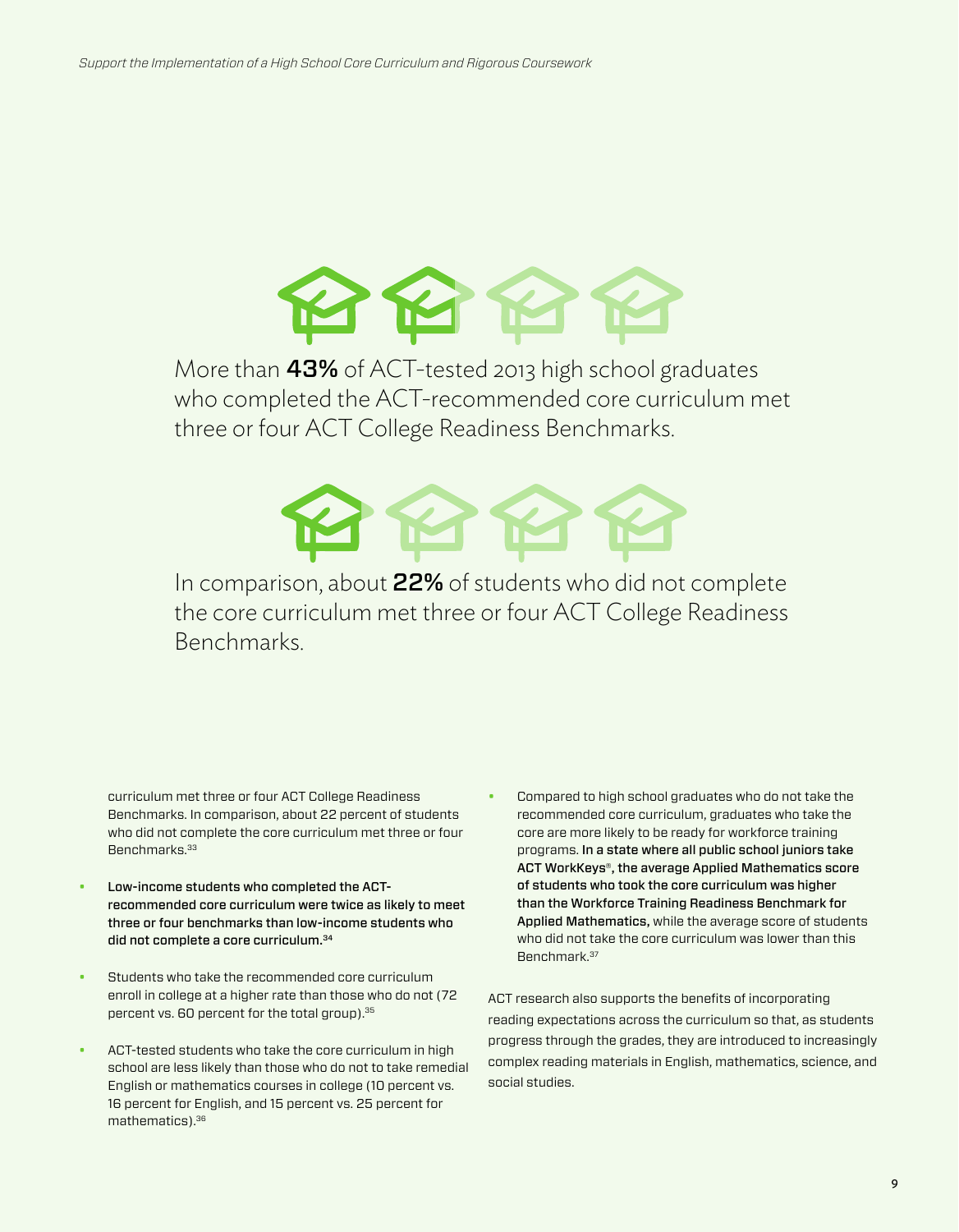More than **43%** of ACT-tested 2013 high school graduates who completed the ACT-recommended core curriculum met three or four ACT College Readiness Benchmarks.

In comparison, about **22%** of students who did not complete the core curriculum met three or four ACT College Readiness Benchmarks.

curriculum met three or four ACT College Readiness Benchmarks. In comparison, about 22 percent of students who did not complete the core curriculum met three or four Benchmarks.[33]

- **Low-income students who completed the ACT-recommended core curriculum were twice as likely to meet three or four benchmarks than low-income students who did not complete a core curriculum.[34]**
- Students who take the recommended core curriculum enroll in college at a higher rate than those who do not (72 percent vs. 60 percent for the total group).[35]
- ACT-tested students who take the core curriculum in high school are less likely than those who do not to take remedial English or mathematics courses in college (10 percent vs. 16 percent for English, and 15 percent vs. 25 percent for mathematics).[36]
- Compared to high school graduates who do not take the recommended core curriculum, graduates who take the core are more likely to be ready for workforce training programs. **In a state where all public school juniors take ACT WorkKeys®, the average Applied Mathematics score of students who took the core curriculum was higher than the Workforce Training Readiness Benchmark for Applied Mathematics,** while the average score of students who did not take the core curriculum was lower than this Benchmark.[37]

ACT research also supports the benefits of incorporating reading expectations across the curriculum so that, as students progress through the grades, they are introduced to increasingly complex reading materials in English, mathematics, science, and social studies.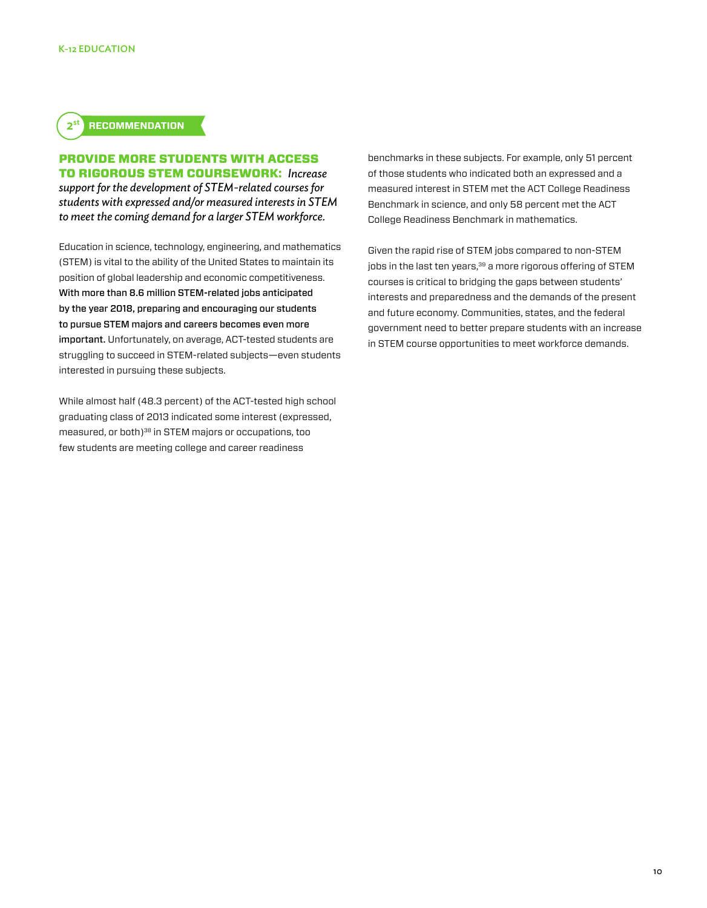2st RECOMMENDATION

## PROVIDE MORE STUDENTS WITH ACCESS TO RIGOROUS STEM COURSEWORK: *Increase support for the development of STEM-related courses for students with expressed and/or measured interests in STEM to meet the coming demand for a larger STEM workforce.*

Education in science, technology, engineering, and mathematics (STEM) is vital to the ability of the United States to maintain its position of global leadership and economic competitiveness. **With more than 8.6 million STEM-related jobs anticipated by the year 2018, preparing and encouraging our students to pursue STEM majors and careers becomes even more important.** Unfortunately, on average, ACT-tested students are struggling to succeed in STEM-related subjects—even students interested in pursuing these subjects.

While almost half (48.3 percent) of the ACT-tested high school graduating class of 2013 indicated some interest (expressed, measured, or both)[38] in STEM majors or occupations, too few students are meeting college and career readiness benchmarks in these subjects. For example, only 51 percent of those students who indicated both an expressed and a measured interest in STEM met the ACT College Readiness Benchmark in science, and only 58 percent met the ACT College Readiness Benchmark in mathematics.

Given the rapid rise of STEM jobs compared to non-STEM jobs in the last ten years,[39] a more rigorous offering of STEM courses is critical to bridging the gaps between students' interests and preparedness and the demands of the present and future economy. Communities, states, and the federal government need to better prepare students with an increase in STEM course opportunities to meet workforce demands.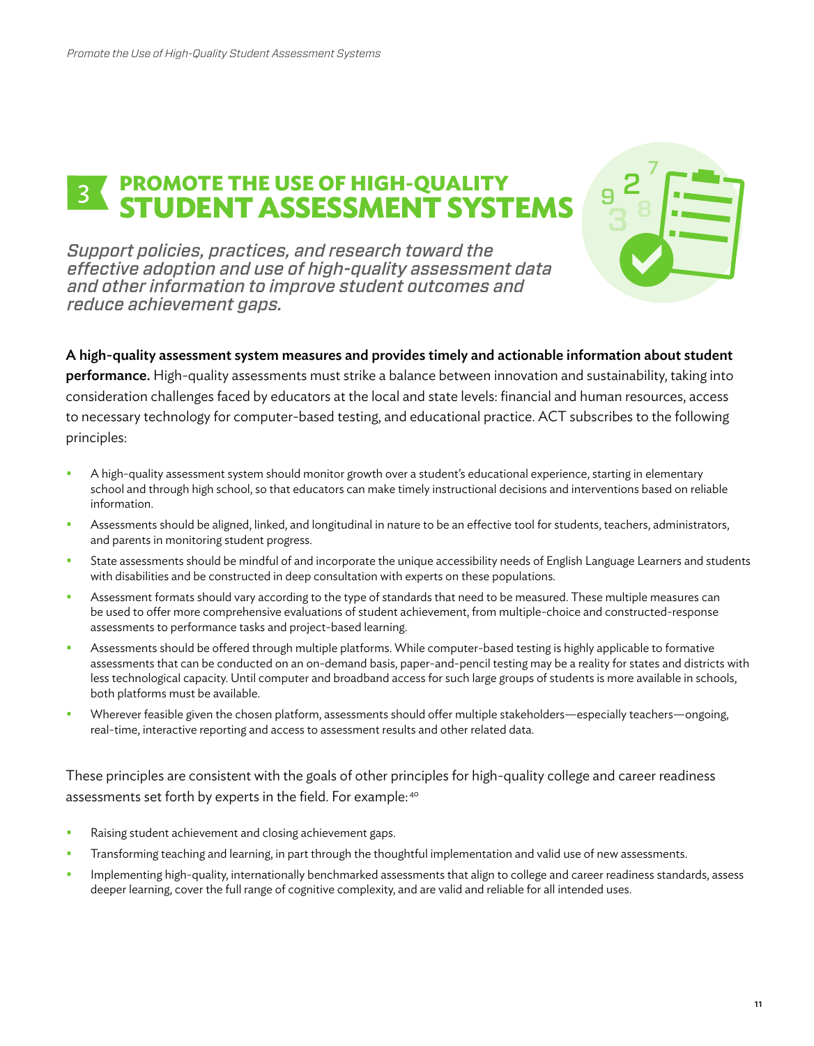# 3 PROMOTE THE USE OF HIGH-QUALITY STUDENT ASSESSMENT SYSTEMS

*Support policies, practices, and research toward the effective adoption and use of high-quality assessment data and other information to improve student outcomes and reduce achievement gaps.*

**A high-quality assessment system measures and provides timely and actionable information about student performance.** High-quality assessments must strike a balance between innovation and sustainability, taking into consideration challenges faced by educators at the local and state levels: financial and human resources, access to necessary technology for computer-based testing, and educational practice. ACT subscribes to the following principles:

- A high-quality assessment system should monitor growth over a student's educational experience, starting in elementary school and through high school, so that educators can make timely instructional decisions and interventions based on reliable information.
- Assessments should be aligned, linked, and longitudinal in nature to be an effective tool for students, teachers, administrators, and parents in monitoring student progress.
- State assessments should be mindful of and incorporate the unique accessibility needs of English Language Learners and students with disabilities and be constructed in deep consultation with experts on these populations.
- Assessment formats should vary according to the type of standards that need to be measured. These multiple measures can be used to offer more comprehensive evaluations of student achievement, from multiple-choice and constructed-response assessments to performance tasks and project-based learning.
- Assessments should be offered through multiple platforms. While computer-based testing is highly applicable to formative assessments that can be conducted on an on-demand basis, paper-and-pencil testing may be a reality for states and districts with less technological capacity. Until computer and broadband access for such large groups of students is more available in schools, both platforms must be available.
- Wherever feasible given the chosen platform, assessments should offer multiple stakeholders—especially teachers—ongoing, real-time, interactive reporting and access to assessment results and other related data.

These principles are consistent with the goals of other principles for high-quality college and career readiness assessments set forth by experts in the field. For example:[40]

- Raising student achievement and closing achievement gaps.
- Transforming teaching and learning, in part through the thoughtful implementation and valid use of new assessments.
- Implementing high-quality, internationally benchmarked assessments that align to college and career readiness standards, assess deeper learning, cover the full range of cognitive complexity, and are valid and reliable for all intended uses.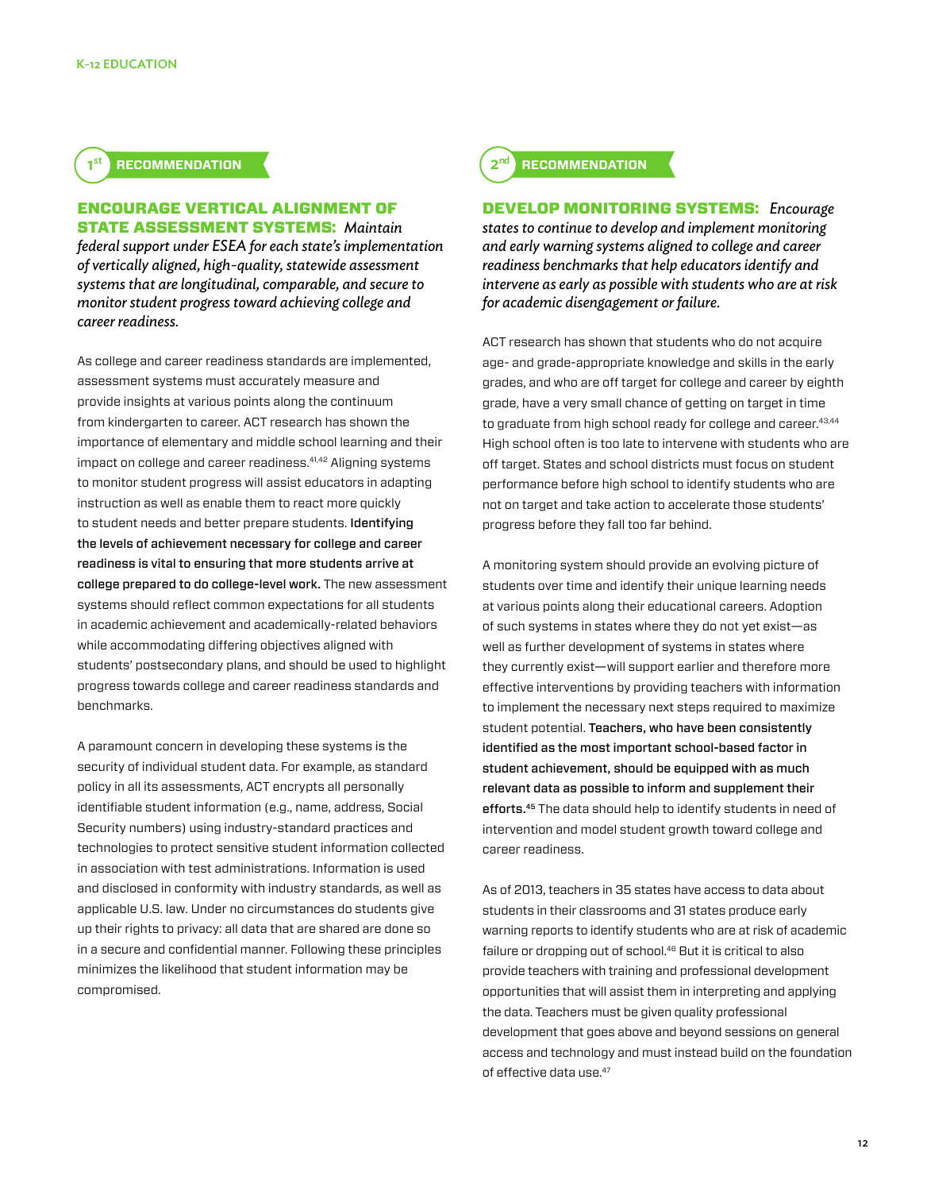## 1st RECOMMENDATION

**ENCOURAGE VERTICAL ALIGNMENT OF STATE ASSESSMENT SYSTEMS:** *Maintain federal support under ESEA for each state's implementation of vertically aligned, high-quality, statewide assessment systems that are longitudinal, comparable, and secure to monitor student progress toward achieving college and career readiness.*

As college and career readiness standards are implemented, assessment systems must accurately measure and provide insights at various points along the continuum from kindergarten to career. ACT research has shown the importance of elementary and middle school learning and their impact on college and career readiness.[41,42] Aligning systems to monitor student progress will assist educators in adapting instruction as well as enable them to react more quickly to student needs and better prepare students. **Identifying the levels of achievement necessary for college and career readiness is vital to ensuring that more students arrive at college prepared to do college-level work.** The new assessment systems should reflect common expectations for all students in academic achievement and academically-related behaviors while accommodating differing objectives aligned with students' postsecondary plans, and should be used to highlight progress towards college and career readiness standards and benchmarks.

A paramount concern in developing these systems is the security of individual student data. For example, as standard policy in all its assessments, ACT encrypts all personally identifiable student information (e.g., name, address, Social Security numbers) using industry-standard practices and technologies to protect sensitive student information collected in association with test administrations. Information is used and disclosed in conformity with industry standards, as well as applicable U.S. law. Under no circumstances do students give up their rights to privacy: all data that are shared are done so in a secure and confidential manner. Following these principles minimizes the likelihood that student information may be compromised.

## 2nd RECOMMENDATION

**DEVELOP MONITORING SYSTEMS:** *Encourage states to continue to develop and implement monitoring and early warning systems aligned to college and career readiness benchmarks that help educators identify and intervene as early as possible with students who are at risk for academic disengagement or failure.*

ACT research has shown that students who do not acquire age- and grade-appropriate knowledge and skills in the early grades, and who are off target for college and career by eighth grade, have a very small chance of getting on target in time to graduate from high school ready for college and career.[43,44] High school often is too late to intervene with students who are off target. States and school districts must focus on student performance before high school to identify students who are not on target and take action to accelerate those students' progress before they fall too far behind.

A monitoring system should provide an evolving picture of students over time and identify their unique learning needs at various points along their educational careers. Adoption of such systems in states where they do not yet exist—as well as further development of systems in states where they currently exist—will support earlier and therefore more effective interventions by providing teachers with information to implement the necessary next steps required to maximize student potential. **Teachers, who have been consistently identified as the most important school-based factor in student achievement, should be equipped with as much relevant data as possible to inform and supplement their efforts.[45]** The data should help to identify students in need of intervention and model student growth toward college and career readiness.

As of 2013, teachers in 35 states have access to data about students in their classrooms and 31 states produce early warning reports to identify students who are at risk of academic failure or dropping out of school.[46] But it is critical to also provide teachers with training and professional development opportunities that will assist them in interpreting and applying the data. Teachers must be given quality professional development that goes above and beyond sessions on general access and technology and must instead build on the foundation of effective data use.[47]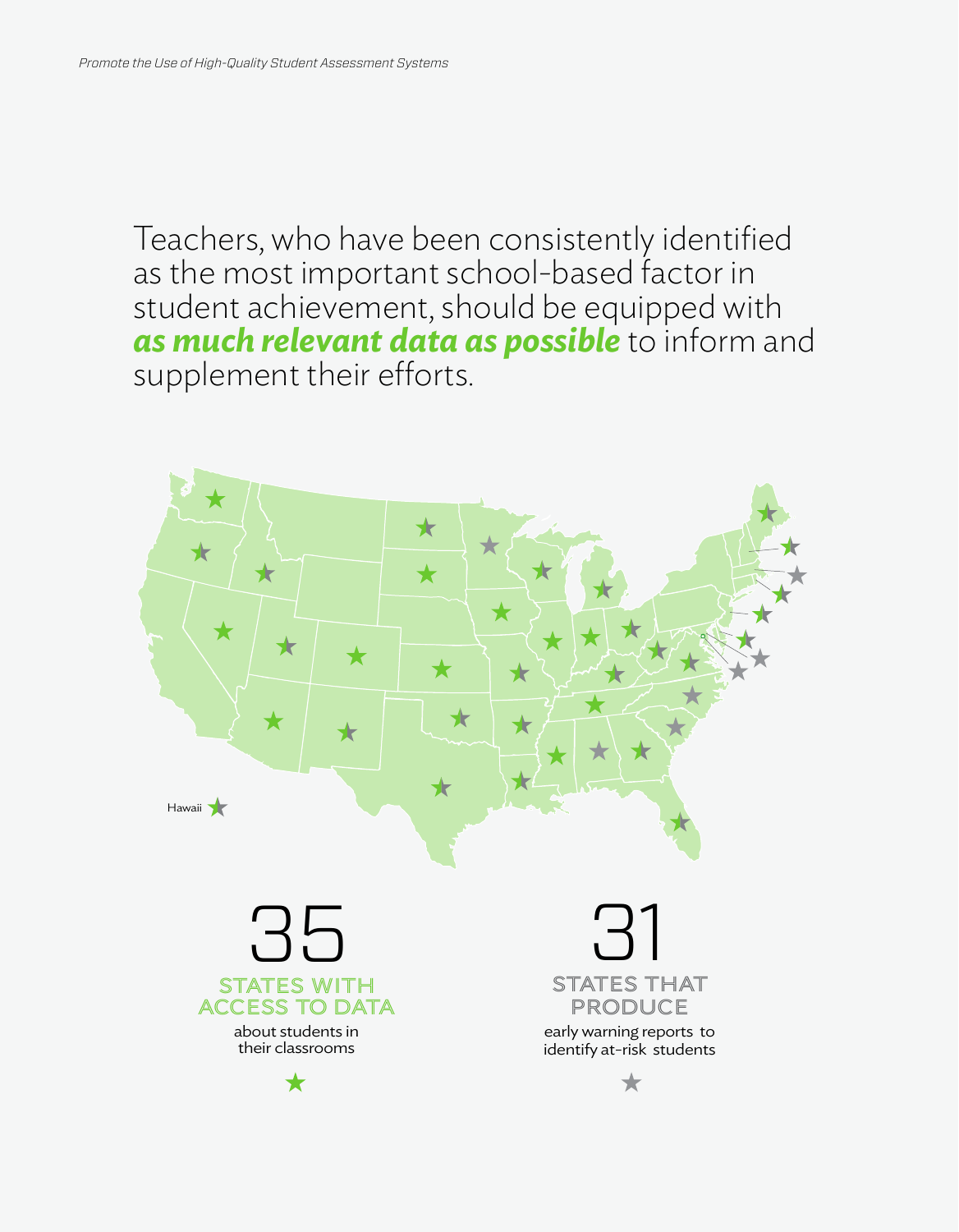Teachers, who have been consistently identified as the most important school-based factor in student achievement, should be equipped with ***as much relevant data as possible*** to inform and supplement their efforts.

Hawaii

**35**

**STATES WITH ACCESS TO DATA**

about students in their classrooms

**31**

**STATES THAT PRODUCE**

early warning reports to identify at-risk students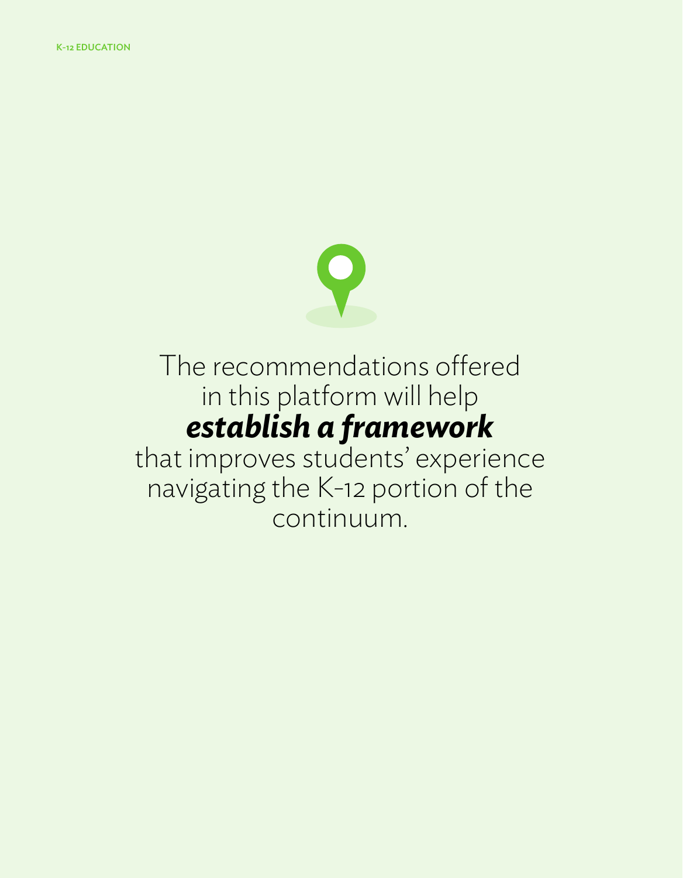The recommendations offered in this platform will help ***establish a framework*** that improves students' experience navigating the K-12 portion of the continuum.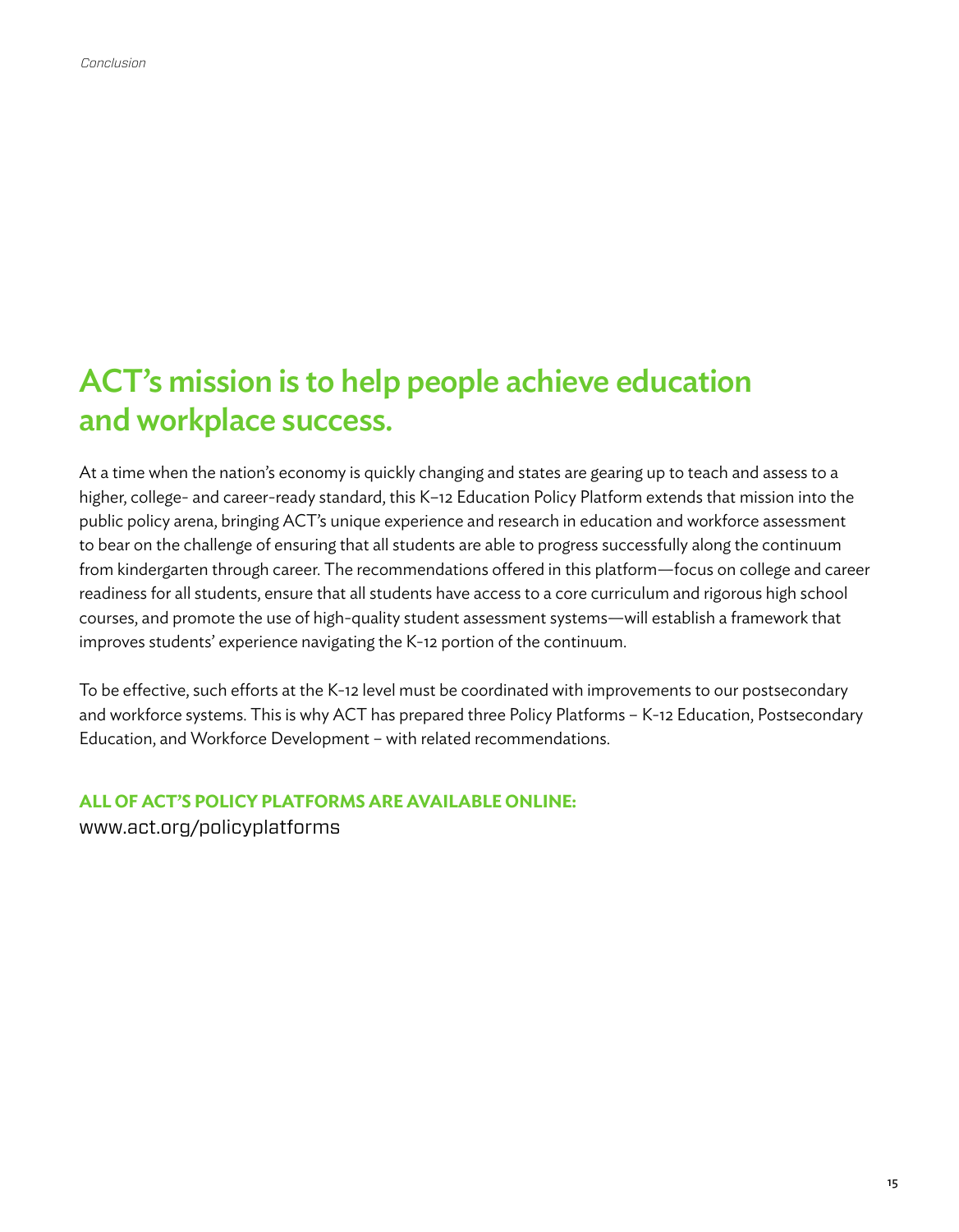## ACT's mission is to help people achieve education and workplace success.

At a time when the nation's economy is quickly changing and states are gearing up to teach and assess to a higher, college- and career-ready standard, this K–12 Education Policy Platform extends that mission into the public policy arena, bringing ACT's unique experience and research in education and workforce assessment to bear on the challenge of ensuring that all students are able to progress successfully along the continuum from kindergarten through career. The recommendations offered in this platform—focus on college and career readiness for all students, ensure that all students have access to a core curriculum and rigorous high school courses, and promote the use of high-quality student assessment systems—will establish a framework that improves students' experience navigating the K-12 portion of the continuum.

To be effective, such efforts at the K-12 level must be coordinated with improvements to our postsecondary and workforce systems. This is why ACT has prepared three Policy Platforms – K-12 Education, Postsecondary Education, and Workforce Development – with related recommendations.

**ALL OF ACT'S POLICY PLATFORMS ARE AVAILABLE ONLINE:**
www.act.org/policyplatforms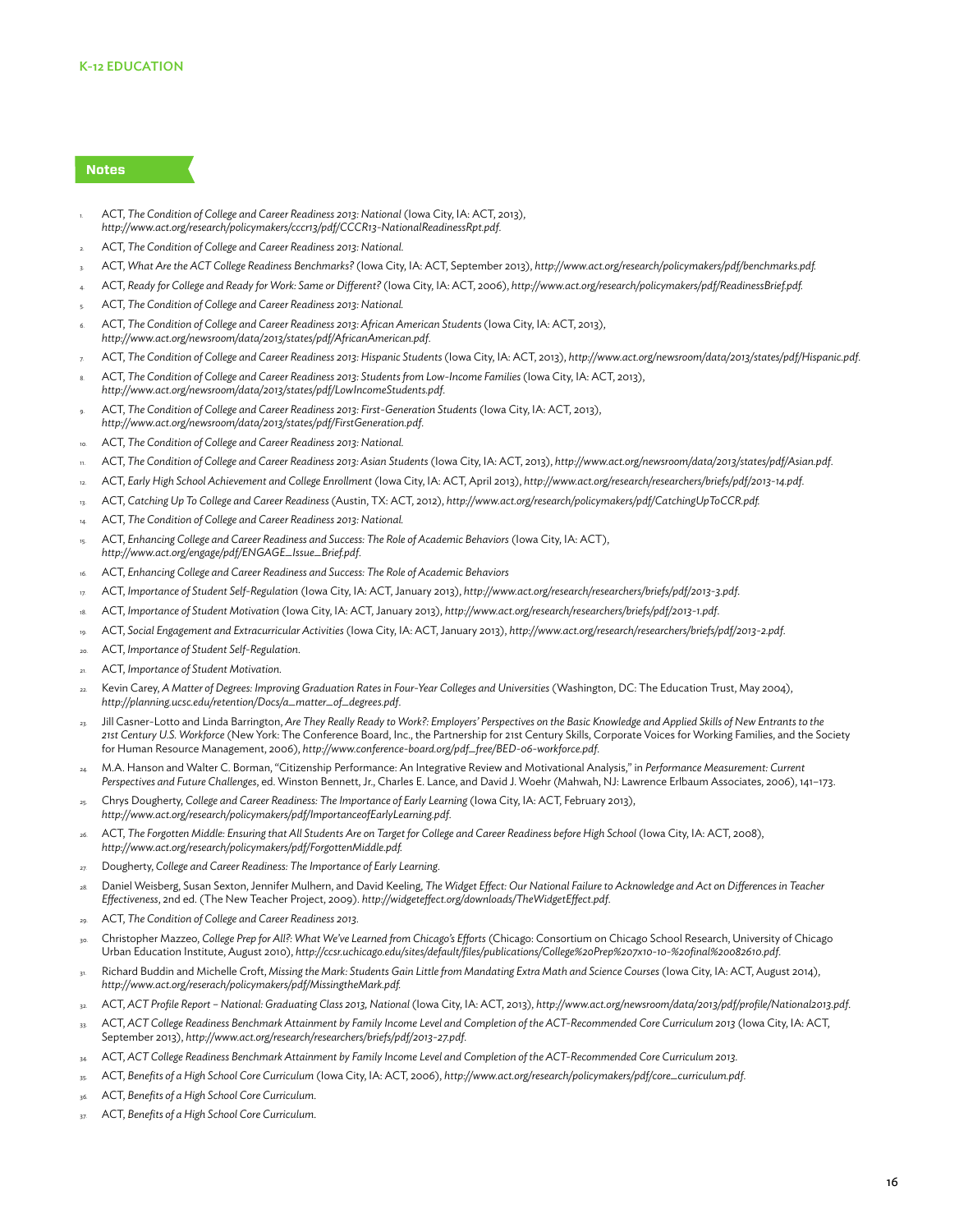## Notes

1. ACT, *The Condition of College and Career Readiness 2013: National* (Iowa City, IA: ACT, 2013), *http://www.act.org/research/policymakers/cccr13/pdf/CCCR13-NationalReadinessRpt.pdf.*
2. ACT, *The Condition of College and Career Readiness 2013: National.*
3. ACT, *What Are the ACT College Readiness Benchmarks?* (Iowa City, IA: ACT, September 2013), *http://www.act.org/research/policymakers/pdf/benchmarks.pdf.*
4. ACT, *Ready for College and Ready for Work: Same or Different?* (Iowa City, IA: ACT, 2006), *http://www.act.org/research/policymakers/pdf/ReadinessBrief.pdf.*
5. ACT, *The Condition of College and Career Readiness 2013: National.*
6. ACT, *The Condition of College and Career Readiness 2013: African American Students* (Iowa City, IA: ACT, 2013), *http://www.act.org/newsroom/data/2013/states/pdf/AfricanAmerican.pdf.*
7. ACT, *The Condition of College and Career Readiness 2013: Hispanic Students* (Iowa City, IA: ACT, 2013), *http://www.act.org/newsroom/data/2013/states/pdf/Hispanic.pdf.*
8. ACT, *The Condition of College and Career Readiness 2013: Students from Low-Income Families* (Iowa City, IA: ACT, 2013), *http://www.act.org/newsroom/data/2013/states/pdf/LowIncomeStudents.pdf.*
9. ACT, *The Condition of College and Career Readiness 2013: First-Generation Students* (Iowa City, IA: ACT, 2013), *http://www.act.org/newsroom/data/2013/states/pdf/FirstGeneration.pdf.*
10. ACT, *The Condition of College and Career Readiness 2013: National.*
11. ACT, *The Condition of College and Career Readiness 2013: Asian Students* (Iowa City, IA: ACT, 2013), *http://www.act.org/newsroom/data/2013/states/pdf/Asian.pdf.*
12. ACT, *Early High School Achievement and College Enrollment* (Iowa City, IA: ACT, April 2013), *http://www.act.org/research/researchers/briefs/pdf/2013-14.pdf.*
13. ACT, *Catching Up To College and Career Readiness* (Austin, TX: ACT, 2012), *http://www.act.org/research/policymakers/pdf/CatchingUpToCCR.pdf.*
14. ACT, *The Condition of College and Career Readiness 2013: National.*
15. ACT, *Enhancing College and Career Readiness and Success: The Role of Academic Behaviors* (Iowa City, IA: ACT), *http://www.act.org/engage/pdf/ENGAGE_Issue_Brief.pdf.*
16. ACT, *Enhancing College and Career Readiness and Success: The Role of Academic Behaviors*
17. ACT, *Importance of Student Self-Regulation* (Iowa City, IA: ACT, January 2013), *http://www.act.org/research/researchers/briefs/pdf/2013-3.pdf.*
18. ACT, *Importance of Student Motivation* (Iowa City, IA: ACT, January 2013), *http://www.act.org/research/researchers/briefs/pdf/2013-1.pdf.*
19. ACT, *Social Engagement and Extracurricular Activities* (Iowa City, IA: ACT, January 2013), *http://www.act.org/research/researchers/briefs/pdf/2013-2.pdf.*
20. ACT, *Importance of Student Self-Regulation.*
21. ACT, *Importance of Student Motivation.*
22. Kevin Carey, *A Matter of Degrees: Improving Graduation Rates in Four-Year Colleges and Universities* (Washington, DC: The Education Trust, May 2004), *http://planning.ucsc.edu/retention/Docs/a_matter_of_degrees.pdf.*
23. Jill Casner-Lotto and Linda Barrington, *Are They Really Ready to Work?: Employers' Perspectives on the Basic Knowledge and Applied Skills of New Entrants to the 21st Century U.S. Workforce* (New York: The Conference Board, Inc., the Partnership for 21st Century Skills, Corporate Voices for Working Families, and the Society for Human Resource Management, 2006), *http://www.conference-board.org/pdf_free/BED-06-workforce.pdf.*
24. M.A. Hanson and Walter C. Borman, "Citizenship Performance: An Integrative Review and Motivational Analysis," in *Performance Measurement: Current Perspectives and Future Challenges*, ed. Winston Bennett, Jr., Charles E. Lance, and David J. Woehr (Mahwah, NJ: Lawrence Erlbaum Associates, 2006), 141–173.
25. Chrys Dougherty, *College and Career Readiness: The Importance of Early Learning* (Iowa City, IA: ACT, February 2013), *http://www.act.org/research/policymakers/pdf/ImportanceofEarlyLearning.pdf.*
26. ACT, *The Forgotten Middle: Ensuring that All Students Are on Target for College and Career Readiness before High School* (Iowa City, IA: ACT, 2008), *http://www.act.org/research/policymakers/pdf/ForgottenMiddle.pdf.*
27. Dougherty, *College and Career Readiness: The Importance of Early Learning*.
28. Daniel Weisberg, Susan Sexton, Jennifer Mulhern, and David Keeling, *The Widget Effect: Our National Failure to Acknowledge and Act on Differences in Teacher Effectiveness*, 2nd ed. (The New Teacher Project, 2009). *http://widgeteffect.org/downloads/TheWidgetEffect.pdf.*
29. ACT, *The Condition of College and Career Readiness 2013.*
30. Christopher Mazzeo, *College Prep for All?: What We've Learned from Chicago's Efforts* (Chicago: Consortium on Chicago School Research, University of Chicago Urban Education Institute, August 2010), *http://ccsr.uchicago.edu/sites/default/files/publications/College%20Prep%207x10-10-%20final%20082610.pdf.*
31. Richard Buddin and Michelle Croft, *Missing the Mark: Students Gain Little from Mandating Extra Math and Science Courses* (Iowa City, IA: ACT, August 2014), *http://www.act.org/reserach/policymakers/pdf/MissingtheMark.pdf.*
32. ACT, *ACT Profile Report – National: Graduating Class 2013, National* (Iowa City, IA: ACT, 2013), *http://www.act.org/newsroom/data/2013/pdf/profile/National2013.pdf.*
33. ACT, *ACT College Readiness Benchmark Attainment by Family Income Level and Completion of the ACT-Recommended Core Curriculum 2013* (Iowa City, IA: ACT, September 2013), *http://www.act.org/research/researchers/briefs/pdf/2013-27.pdf.*
34. ACT, *ACT College Readiness Benchmark Attainment by Family Income Level and Completion of the ACT-Recommended Core Curriculum 2013.*
35. ACT, *Benefits of a High School Core Curriculum* (Iowa City, IA: ACT, 2006), *http://www.act.org/research/policymakers/pdf/core_curriculum.pdf.*
36. ACT, *Benefits of a High School Core Curriculum.*
37. ACT, *Benefits of a High School Core Curriculum.*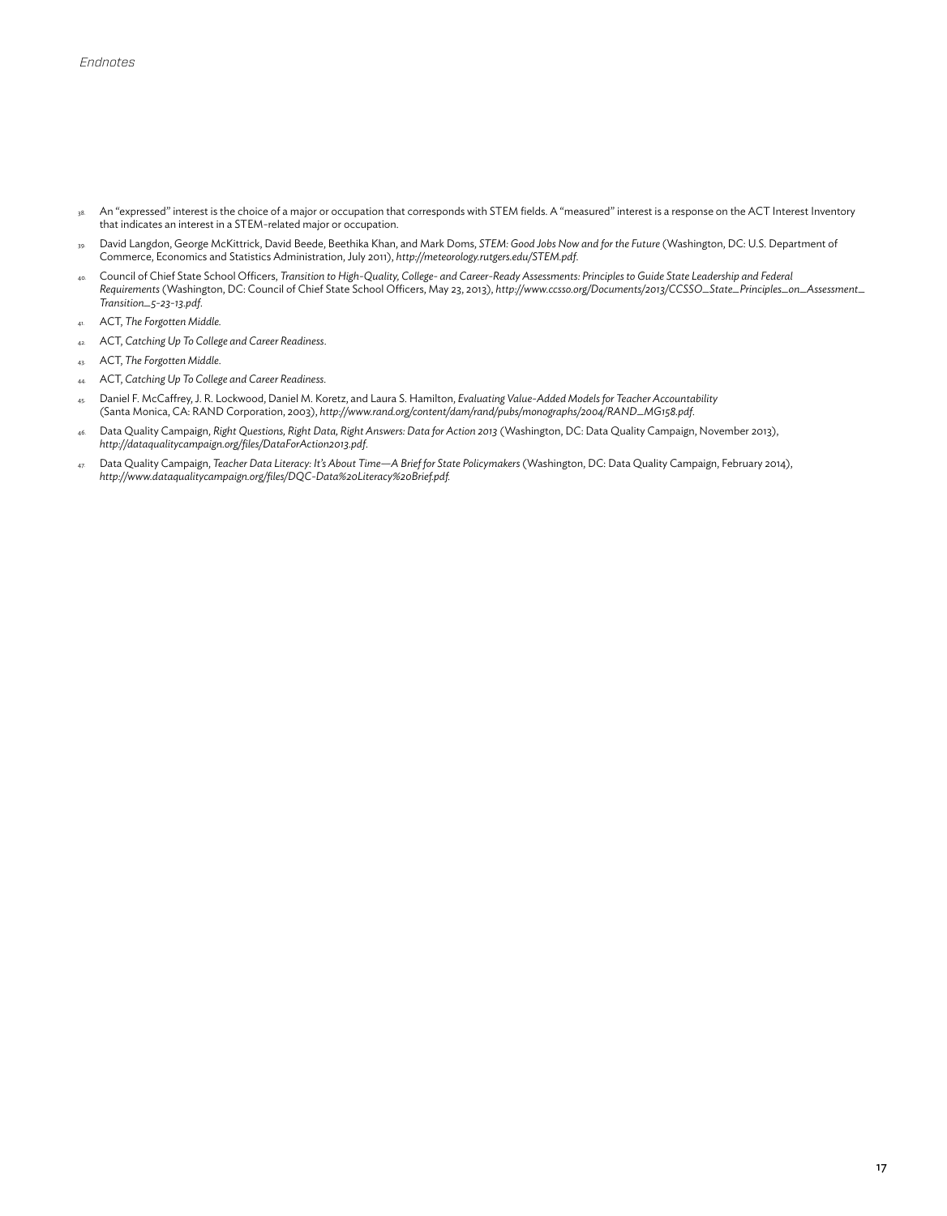*Endnotes*

38. An "expressed" interest is the choice of a major or occupation that corresponds with STEM fields. A "measured" interest is a response on the ACT Interest Inventory that indicates an interest in a STEM-related major or occupation.

39. David Langdon, George McKittrick, David Beede, Beethika Khan, and Mark Doms, *STEM: Good Jobs Now and for the Future* (Washington, DC: U.S. Department of Commerce, Economics and Statistics Administration, July 2011), *http://meteorology.rutgers.edu/STEM.pdf*.

40. Council of Chief State School Officers, *Transition to High-Quality, College- and Career-Ready Assessments: Principles to Guide State Leadership and Federal Requirements* (Washington, DC: Council of Chief State School Officers, May 23, 2013), *http://www.ccsso.org/Documents/2013/CCSSO_State_Principles_on_Assessment_Transition_5-23-13.pdf*.

41. ACT, *The Forgotten Middle*.

42. ACT, *Catching Up To College and Career Readiness*.

43. ACT, *The Forgotten Middle*.

44. ACT, *Catching Up To College and Career Readiness*.

45. Daniel F. McCaffrey, J. R. Lockwood, Daniel M. Koretz, and Laura S. Hamilton, *Evaluating Value-Added Models for Teacher Accountability* (Santa Monica, CA: RAND Corporation, 2003), *http://www.rand.org/content/dam/rand/pubs/monographs/2004/RAND_MG158.pdf*.

46. Data Quality Campaign, *Right Questions, Right Data, Right Answers: Data for Action 2013* (Washington, DC: Data Quality Campaign, November 2013), *http://dataqualitycampaign.org/files/DataForAction2013.pdf*.

47. Data Quality Campaign, *Teacher Data Literacy: It's About Time—A Brief for State Policymakers* (Washington, DC: Data Quality Campaign, February 2014), *http://www.dataqualitycampaign.org/files/DQC-Data%20Literacy%20Brief.pdf*.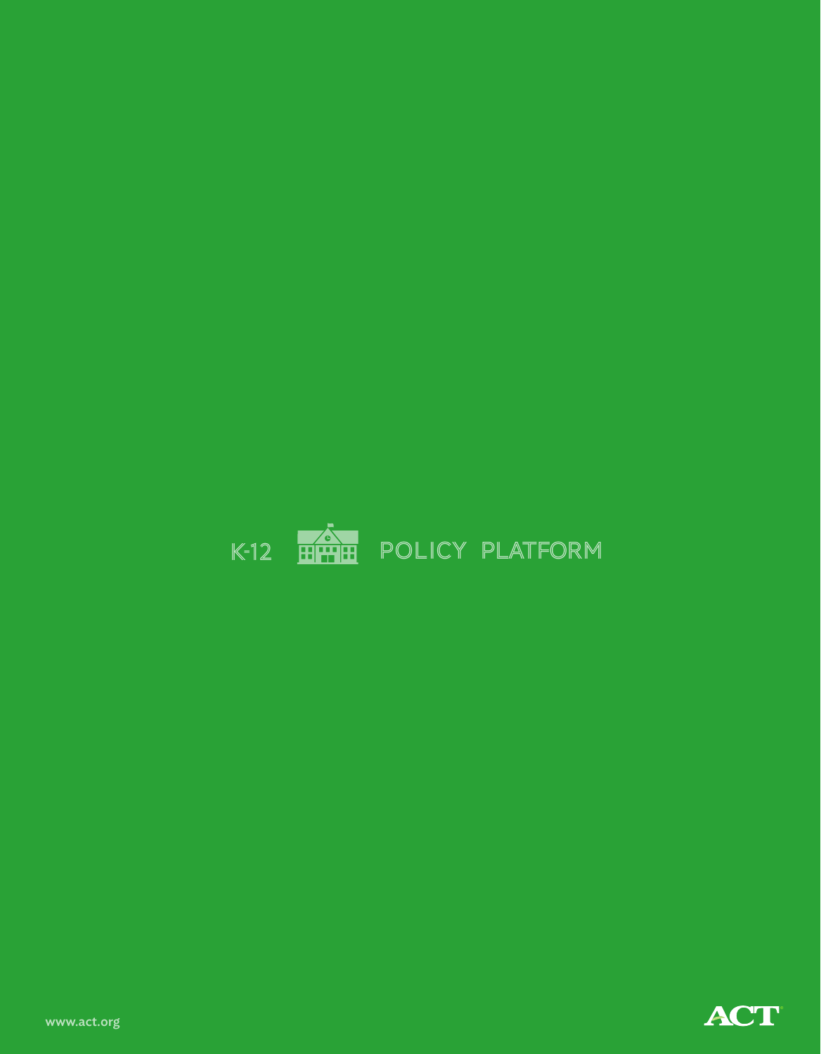K-12 POLICY PLATFORM

www.act.org

ACT